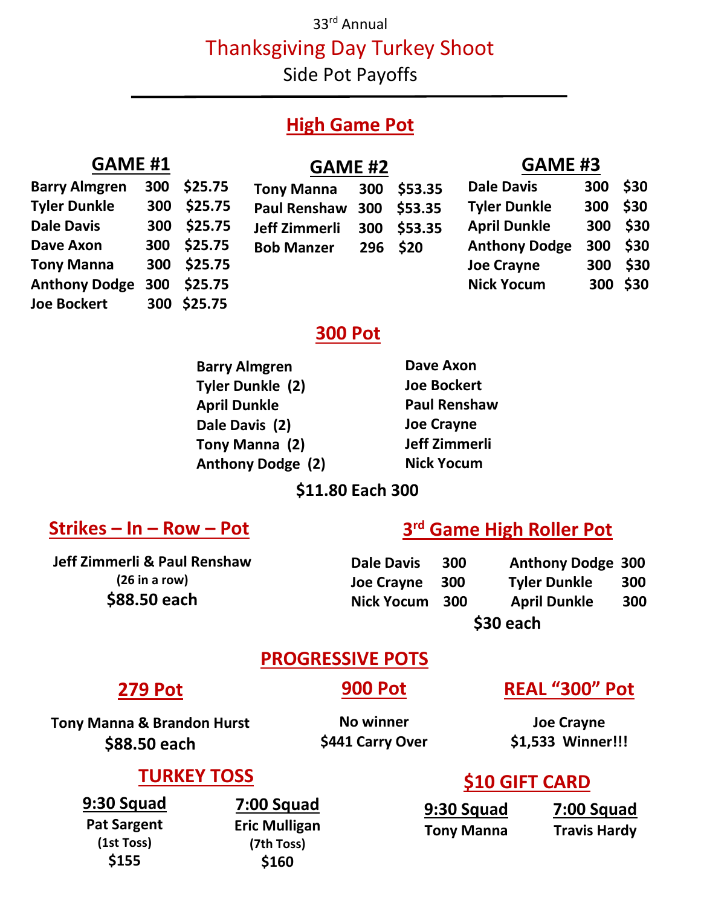33rd Annual

# Thanksgiving Day Turkey Shoot

Side Pot Payoffs

## High Game Pot

### GAME #1

| Name | Score | Payout |
|---|---|---|
| Barry Almgren | 300 | $25.75 |
| Tyler Dunkle | 300 | $25.75 |
| Dale Davis | 300 | $25.75 |
| Dave Axon | 300 | $25.75 |
| Tony Manna | 300 | $25.75 |
| Anthony Dodge | 300 | $25.75 |
| Joe Bockert | 300 | $25.75 |

### GAME #2

| Name | Score | Payout |
|---|---|---|
| Tony Manna | 300 | $53.35 |
| Paul Renshaw | 300 | $53.35 |
| Jeff Zimmerli | 300 | $53.35 |
| Bob Manzer | 296 | $20 |

### GAME #3

| Name | Score | Payout |
|---|---|---|
| Dale Davis | 300 | $30 |
| Tyler Dunkle | 300 | $30 |
| April Dunkle | 300 | $30 |
| Anthony Dodge | 300 | $30 |
| Joe Crayne | 300 | $30 |
| Nick Yocum | 300 | $30 |

## 300 Pot

- **Barry Almgren**
- **Tyler Dunkle (2)**
- **April Dunkle**
- **Dale Davis (2)**
- **Tony Manna (2)**
- **Anthony Dodge (2)**
- **Dave Axon**
- **Joe Bockert**
- **Paul Renshaw**
- **Joe Crayne**
- **Jeff Zimmerli**
- **Nick Yocum**

**$11.80 Each 300**

## Strikes – In – Row – Pot

**Jeff Zimmerli & Paul Renshaw**

**(26 in a row)**

**$88.50 each**

## 3rd Game High Roller Pot

| Name | Score | Name | Score |
|---|---|---|---|
| Dale Davis | 300 | Anthony Dodge | 300 |
| Joe Crayne | 300 | Tyler Dunkle | 300 |
| Nick Yocum | 300 | April Dunkle | 300 |

**$30 each**

## PROGRESSIVE POTS

### 279 Pot

**Tony Manna & Brandon Hurst**

**$88.50 each**

### 900 Pot

**No winner**

**$441 Carry Over**

### REAL "300" Pot

**Joe Crayne**

**$1,533 Winner!!!**

## TURKEY TOSS

**9:30 Squad**

**Pat Sargent**

**(1st Toss)**

**$155**

**7:00 Squad**

**Eric Mulligan**

**(7th Toss)**

**$160**

## $10 GIFT CARD

**9:30 Squad**

**Tony Manna**

**7:00 Squad**

**Travis Hardy**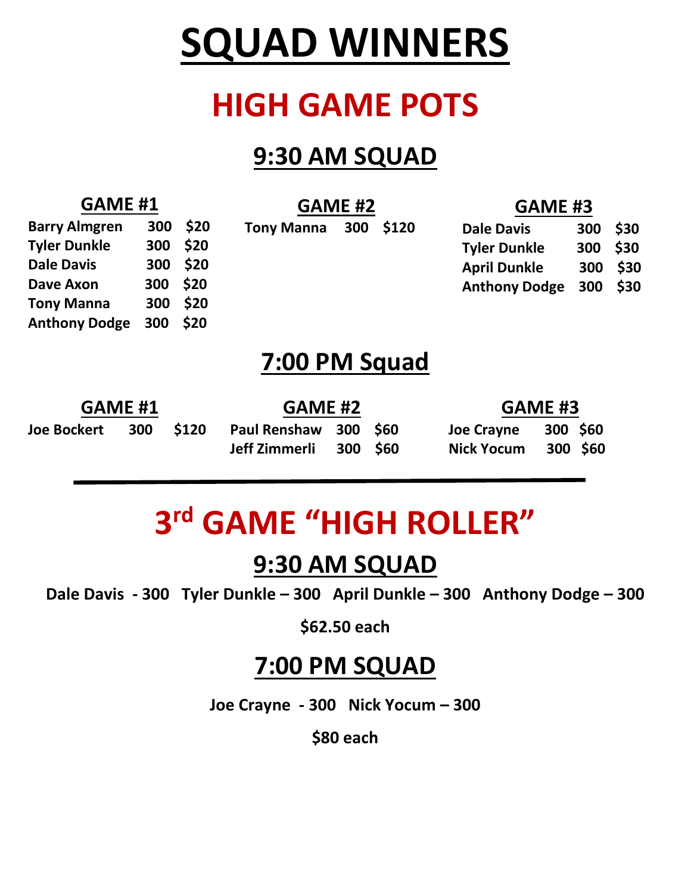# SQUAD WINNERS

## HIGH GAME POTS

### 9:30 AM SQUAD

**GAME #1**

| | | |
|---|---|---|
| Barry Almgren | 300 | $20 |
| Tyler Dunkle | 300 | $20 |
| Dale Davis | 300 | $20 |
| Dave Axon | 300 | $20 |
| Tony Manna | 300 | $20 |
| Anthony Dodge | 300 | $20 |

**GAME #2**

| | | |
|---|---|---|
| Tony Manna | 300 | $120 |

**GAME #3**

| | | |
|---|---|---|
| Dale Davis | 300 | $30 |
| Tyler Dunkle | 300 | $30 |
| April Dunkle | 300 | $30 |
| Anthony Dodge | 300 | $30 |

### 7:00 PM Squad

**GAME #1**

| | | |
|---|---|---|
| Joe Bockert | 300 | $120 |

**GAME #2**

| | | |
|---|---|---|
| Paul Renshaw | 300 | $60 |
| Jeff Zimmerli | 300 | $60 |

**GAME #3**

| | | |
|---|---|---|
| Joe Crayne | 300 | $60 |
| Nick Yocum | 300 | $60 |

---

## 3rd GAME "HIGH ROLLER"

### 9:30 AM SQUAD

**Dale Davis - 300 Tyler Dunkle – 300 April Dunkle – 300 Anthony Dodge – 300**

**$62.50 each**

### 7:00 PM SQUAD

**Joe Crayne - 300 Nick Yocum – 300**

**$80 each**